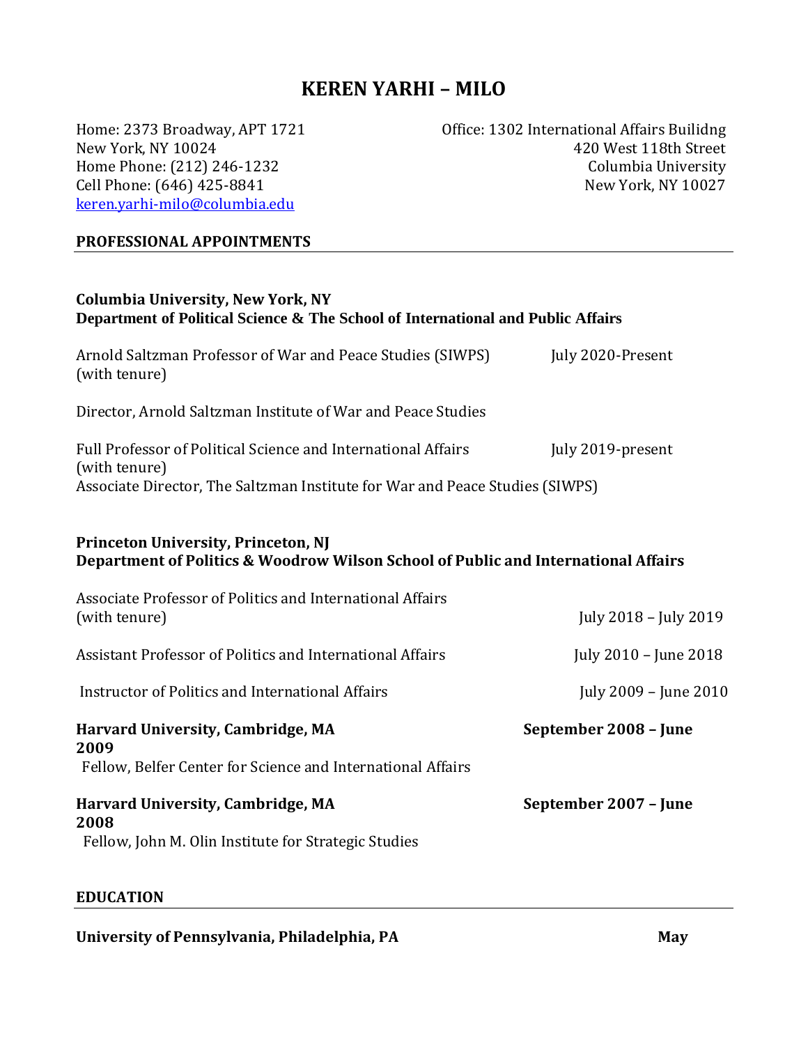# KEREN YARHI – MILO

Home: 2373 Broadway, APT 1721
New York, NY 10024
Home Phone: (212) 246-1232
Cell Phone: (646) 425-8841
keren.yarhi-milo@columbia.edu

Office: 1302 International Affairs Builidng
420 West 118th Street
Columbia University
New York, NY 10027

## PROFESSIONAL APPOINTMENTS

**Columbia University, New York, NY**
**Department of Political Science & The School of International and Public Affairs**

Arnold Saltzman Professor of War and Peace Studies (SIWPS) (with tenure) — July 2020-Present

Director, Arnold Saltzman Institute of War and Peace Studies

Full Professor of Political Science and International Affairs (with tenure) — July 2019-present
Associate Director, The Saltzman Institute for War and Peace Studies (SIWPS)

**Princeton University, Princeton, NJ**
**Department of Politics & Woodrow Wilson School of Public and International Affairs**

Associate Professor of Politics and International Affairs (with tenure) — July 2018 – July 2019

Assistant Professor of Politics and International Affairs — July 2010 – June 2018

Instructor of Politics and International Affairs — July 2009 – June 2010

**Harvard University, Cambridge, MA** — **September 2008 – June 2009**
Fellow, Belfer Center for Science and International Affairs

**Harvard University, Cambridge, MA** — **September 2007 – June 2008**
Fellow, John M. Olin Institute for Strategic Studies

## EDUCATION

**University of Pennsylvania, Philadelphia, PA** — **May**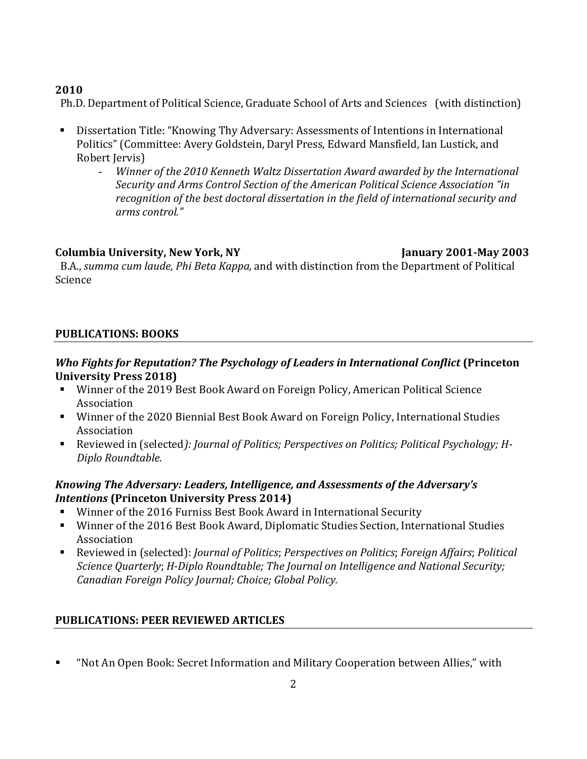**2010**
Ph.D. Department of Political Science, Graduate School of Arts and Sciences (with distinction)

- Dissertation Title: "Knowing Thy Adversary: Assessments of Intentions in International Politics" (Committee: Avery Goldstein, Daryl Press, Edward Mansfield, Ian Lustick, and Robert Jervis)
  - *Winner of the 2010 Kenneth Waltz Dissertation Award awarded by the International Security and Arms Control Section of the American Political Science Association "in recognition of the best doctoral dissertation in the field of international security and arms control."*

**Columbia University, New York, NY** **January 2001-May 2003**
B.A., *summa cum laude, Phi Beta Kappa,* and with distinction from the Department of Political Science

## PUBLICATIONS: BOOKS

### *Who Fights for Reputation? The Psychology of Leaders in International Conflict* (Princeton University Press 2018)

- Winner of the 2019 Best Book Award on Foreign Policy, American Political Science Association
- Winner of the 2020 Biennial Best Book Award on Foreign Policy, International Studies Association
- Reviewed in (selected*): Journal of Politics; Perspectives on Politics; Political Psychology; H-Diplo Roundtable.*

### *Knowing The Adversary: Leaders, Intelligence, and Assessments of the Adversary's Intentions* (Princeton University Press 2014)

- Winner of the 2016 Furniss Best Book Award in International Security
- Winner of the 2016 Best Book Award, Diplomatic Studies Section, International Studies Association
- Reviewed in (selected): *Journal of Politics*; *Perspectives on Politics*; *Foreign Affairs*; *Political Science Quarterly*; *H-Diplo Roundtable; The Journal on Intelligence and National Security; Canadian Foreign Policy Journal; Choice; Global Policy.*

## PUBLICATIONS: PEER REVIEWED ARTICLES

- "Not An Open Book: Secret Information and Military Cooperation between Allies," with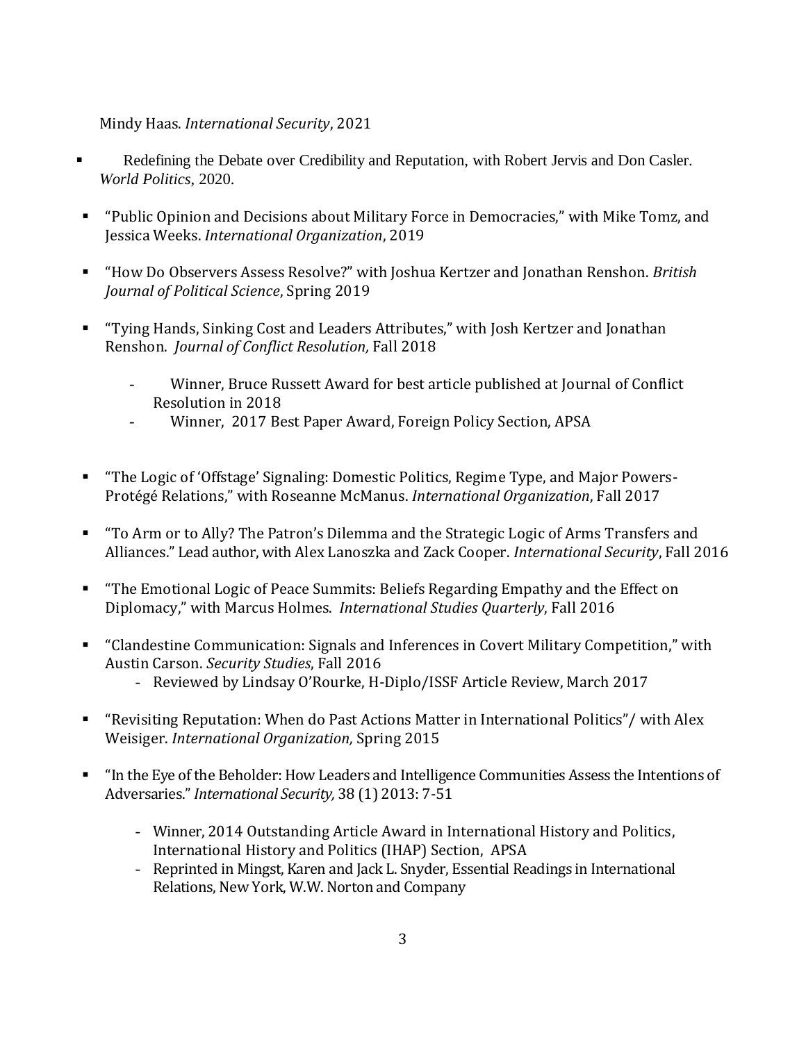Mindy Haas. *International Security*, 2021

- Redefining the Debate over Credibility and Reputation, with Robert Jervis and Don Casler. *World Politics*, 2020.

- "Public Opinion and Decisions about Military Force in Democracies," with Mike Tomz, and Jessica Weeks. *International Organization*, 2019

- "How Do Observers Assess Resolve?" with Joshua Kertzer and Jonathan Renshon. *British Journal of Political Science*, Spring 2019

- "Tying Hands, Sinking Cost and Leaders Attributes," with Josh Kertzer and Jonathan Renshon. *Journal of Conflict Resolution,* Fall 2018
  - Winner, Bruce Russett Award for best article published at Journal of Conflict Resolution in 2018
  - Winner, 2017 Best Paper Award, Foreign Policy Section, APSA

- "The Logic of 'Offstage' Signaling: Domestic Politics, Regime Type, and Major Powers-Protégé Relations," with Roseanne McManus. *International Organization*, Fall 2017

- "To Arm or to Ally? The Patron's Dilemma and the Strategic Logic of Arms Transfers and Alliances." Lead author, with Alex Lanoszka and Zack Cooper. *International Security*, Fall 2016

- "The Emotional Logic of Peace Summits: Beliefs Regarding Empathy and the Effect on Diplomacy," with Marcus Holmes. *International Studies Quarterly*, Fall 2016

- "Clandestine Communication: Signals and Inferences in Covert Military Competition," with Austin Carson. *Security Studies*, Fall 2016
  - Reviewed by Lindsay O'Rourke, H-Diplo/ISSF Article Review, March 2017

- "Revisiting Reputation: When do Past Actions Matter in International Politics"/ with Alex Weisiger. *International Organization,* Spring 2015

- "In the Eye of the Beholder: How Leaders and Intelligence Communities Assess the Intentions of Adversaries." *International Security,* 38 (1) 2013: 7-51
  - Winner, 2014 Outstanding Article Award in International History and Politics, International History and Politics (IHAP) Section, APSA
  - Reprinted in Mingst, Karen and Jack L. Snyder, Essential Readings in International Relations, New York, W.W. Norton and Company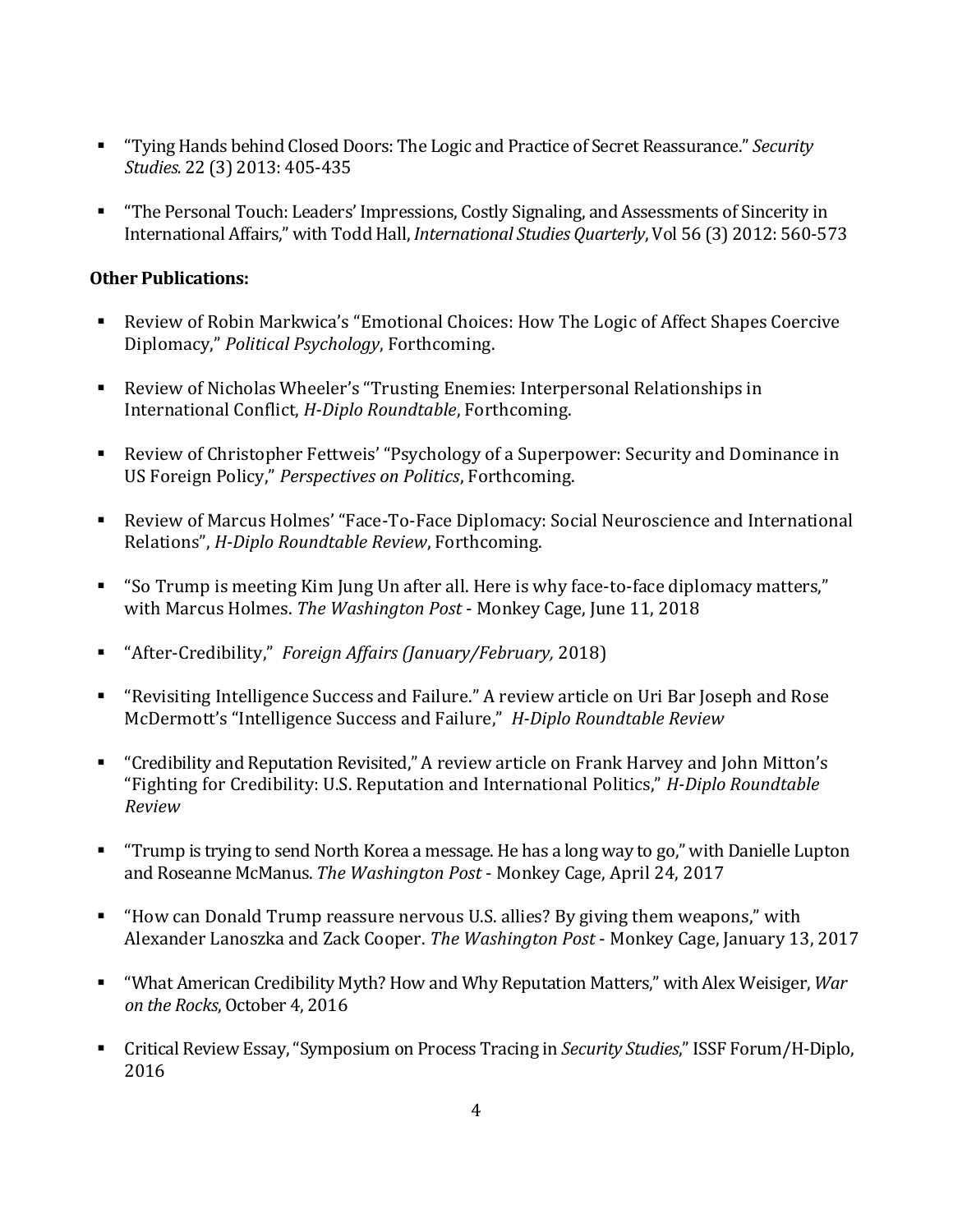- "Tying Hands behind Closed Doors: The Logic and Practice of Secret Reassurance." *Security Studies.* 22 (3) 2013: 405-435

- "The Personal Touch: Leaders' Impressions, Costly Signaling, and Assessments of Sincerity in International Affairs," with Todd Hall, *International Studies Quarterly*, Vol 56 (3) 2012: 560-573

**Other Publications:**

- Review of Robin Markwica's "Emotional Choices: How The Logic of Affect Shapes Coercive Diplomacy," *Political Psychology*, Forthcoming.

- Review of Nicholas Wheeler's "Trusting Enemies: Interpersonal Relationships in International Conflict, *H-Diplo Roundtable*, Forthcoming.

- Review of Christopher Fettweis' "Psychology of a Superpower: Security and Dominance in US Foreign Policy," *Perspectives on Politics*, Forthcoming.

- Review of Marcus Holmes' "Face-To-Face Diplomacy: Social Neuroscience and International Relations", *H-Diplo Roundtable Review*, Forthcoming.

- "So Trump is meeting Kim Jung Un after all. Here is why face-to-face diplomacy matters," with Marcus Holmes. *The Washington Post* - Monkey Cage, June 11, 2018

- "After-Credibility," *Foreign Affairs (January/February,* 2018)

- "Revisiting Intelligence Success and Failure." A review article on Uri Bar Joseph and Rose McDermott's "Intelligence Success and Failure," *H-Diplo Roundtable Review*

- "Credibility and Reputation Revisited," A review article on Frank Harvey and John Mitton's "Fighting for Credibility: U.S. Reputation and International Politics," *H-Diplo Roundtable Review*

- "Trump is trying to send North Korea a message. He has a long way to go," with Danielle Lupton and Roseanne McManus. *The Washington Post* - Monkey Cage, April 24, 2017

- "How can Donald Trump reassure nervous U.S. allies? By giving them weapons," with Alexander Lanoszka and Zack Cooper. *The Washington Post* - Monkey Cage, January 13, 2017

- "What American Credibility Myth? How and Why Reputation Matters," with Alex Weisiger, *War on the Rocks*, October 4, 2016

- Critical Review Essay, "Symposium on Process Tracing in *Security Studies*," ISSF Forum/H-Diplo, 2016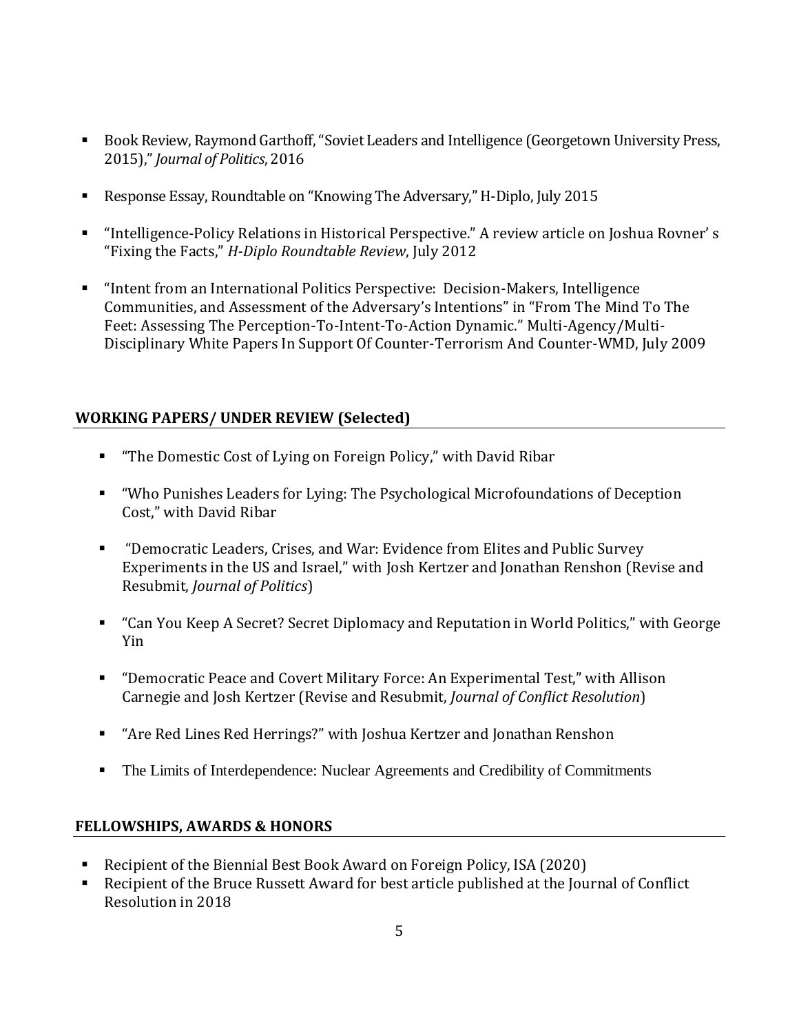- Book Review, Raymond Garthoff, "Soviet Leaders and Intelligence (Georgetown University Press, 2015)," *Journal of Politics*, 2016

- Response Essay, Roundtable on "Knowing The Adversary," H-Diplo, July 2015

- "Intelligence-Policy Relations in Historical Perspective." A review article on Joshua Rovner' s "Fixing the Facts," *H-Diplo Roundtable Review*, July 2012

- "Intent from an International Politics Perspective: Decision-Makers, Intelligence Communities, and Assessment of the Adversary's Intentions" in "From The Mind To The Feet: Assessing The Perception-To-Intent-To-Action Dynamic." Multi-Agency/Multi-Disciplinary White Papers In Support Of Counter-Terrorism And Counter-WMD, July 2009

## WORKING PAPERS/ UNDER REVIEW (Selected)

- "The Domestic Cost of Lying on Foreign Policy," with David Ribar

- "Who Punishes Leaders for Lying: The Psychological Microfoundations of Deception Cost," with David Ribar

- "Democratic Leaders, Crises, and War: Evidence from Elites and Public Survey Experiments in the US and Israel," with Josh Kertzer and Jonathan Renshon (Revise and Resubmit, *Journal of Politics*)

- "Can You Keep A Secret? Secret Diplomacy and Reputation in World Politics," with George Yin

- "Democratic Peace and Covert Military Force: An Experimental Test," with Allison Carnegie and Josh Kertzer (Revise and Resubmit, *Journal of Conflict Resolution*)

- "Are Red Lines Red Herrings?" with Joshua Kertzer and Jonathan Renshon

- The Limits of Interdependence: Nuclear Agreements and Credibility of Commitments

## FELLOWSHIPS, AWARDS & HONORS

- Recipient of the Biennial Best Book Award on Foreign Policy, ISA (2020)
- Recipient of the Bruce Russett Award for best article published at the Journal of Conflict Resolution in 2018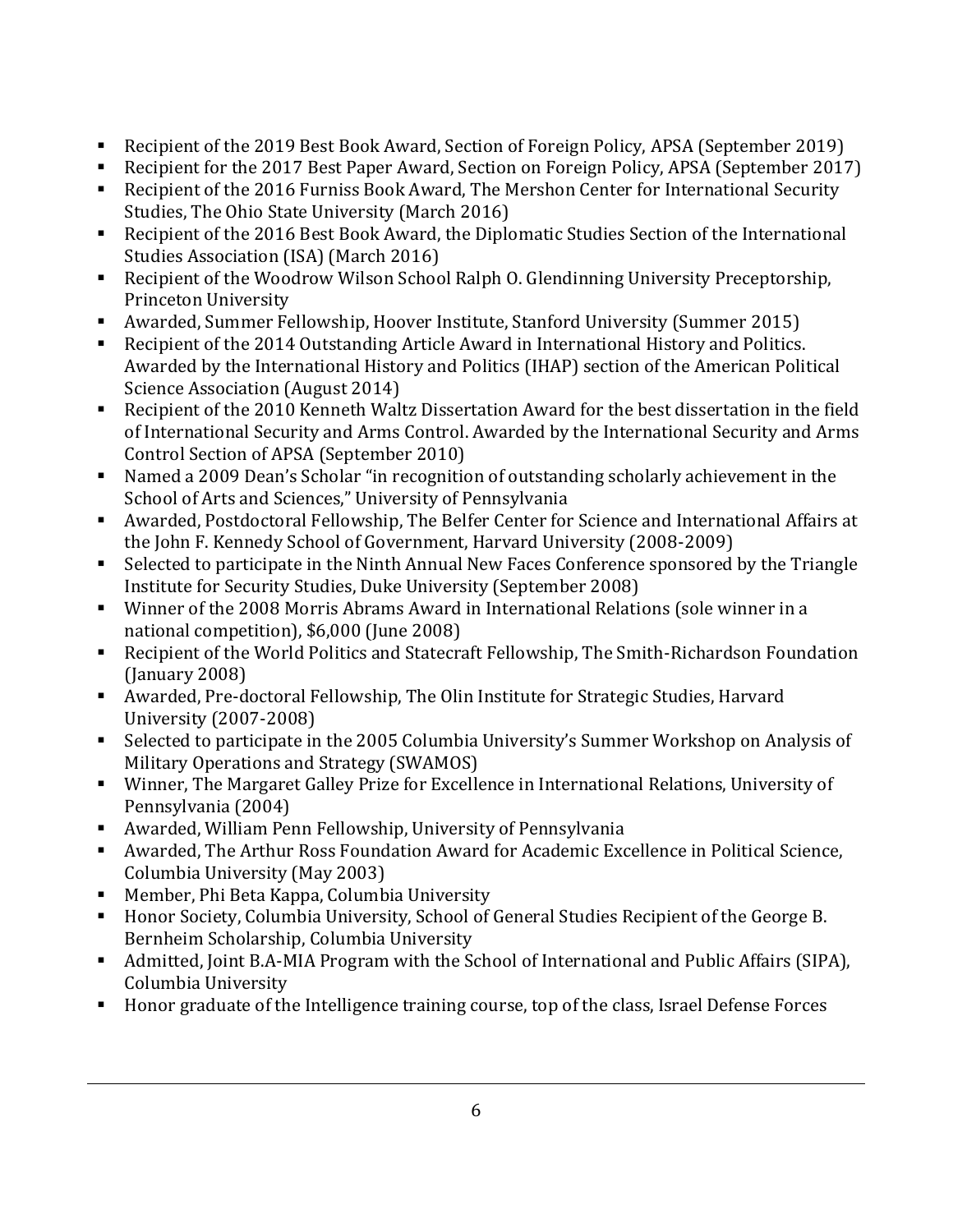- Recipient of the 2019 Best Book Award, Section of Foreign Policy, APSA (September 2019)
- Recipient for the 2017 Best Paper Award, Section on Foreign Policy, APSA (September 2017)
- Recipient of the 2016 Furniss Book Award, The Mershon Center for International Security Studies, The Ohio State University (March 2016)
- Recipient of the 2016 Best Book Award, the Diplomatic Studies Section of the International Studies Association (ISA) (March 2016)
- Recipient of the Woodrow Wilson School Ralph O. Glendinning University Preceptorship, Princeton University
- Awarded, Summer Fellowship, Hoover Institute, Stanford University (Summer 2015)
- Recipient of the 2014 Outstanding Article Award in International History and Politics. Awarded by the International History and Politics (IHAP) section of the American Political Science Association (August 2014)
- Recipient of the 2010 Kenneth Waltz Dissertation Award for the best dissertation in the field of International Security and Arms Control. Awarded by the International Security and Arms Control Section of APSA (September 2010)
- Named a 2009 Dean's Scholar "in recognition of outstanding scholarly achievement in the School of Arts and Sciences," University of Pennsylvania
- Awarded, Postdoctoral Fellowship, The Belfer Center for Science and International Affairs at the John F. Kennedy School of Government, Harvard University (2008-2009)
- Selected to participate in the Ninth Annual New Faces Conference sponsored by the Triangle Institute for Security Studies, Duke University (September 2008)
- Winner of the 2008 Morris Abrams Award in International Relations (sole winner in a national competition), $6,000 (June 2008)
- Recipient of the World Politics and Statecraft Fellowship, The Smith-Richardson Foundation (January 2008)
- Awarded, Pre-doctoral Fellowship, The Olin Institute for Strategic Studies, Harvard University (2007-2008)
- Selected to participate in the 2005 Columbia University's Summer Workshop on Analysis of Military Operations and Strategy (SWAMOS)
- Winner, The Margaret Galley Prize for Excellence in International Relations, University of Pennsylvania (2004)
- Awarded, William Penn Fellowship, University of Pennsylvania
- Awarded, The Arthur Ross Foundation Award for Academic Excellence in Political Science, Columbia University (May 2003)
- Member, Phi Beta Kappa, Columbia University
- Honor Society, Columbia University, School of General Studies Recipient of the George B. Bernheim Scholarship, Columbia University
- Admitted, Joint B.A-MIA Program with the School of International and Public Affairs (SIPA), Columbia University
- Honor graduate of the Intelligence training course, top of the class, Israel Defense Forces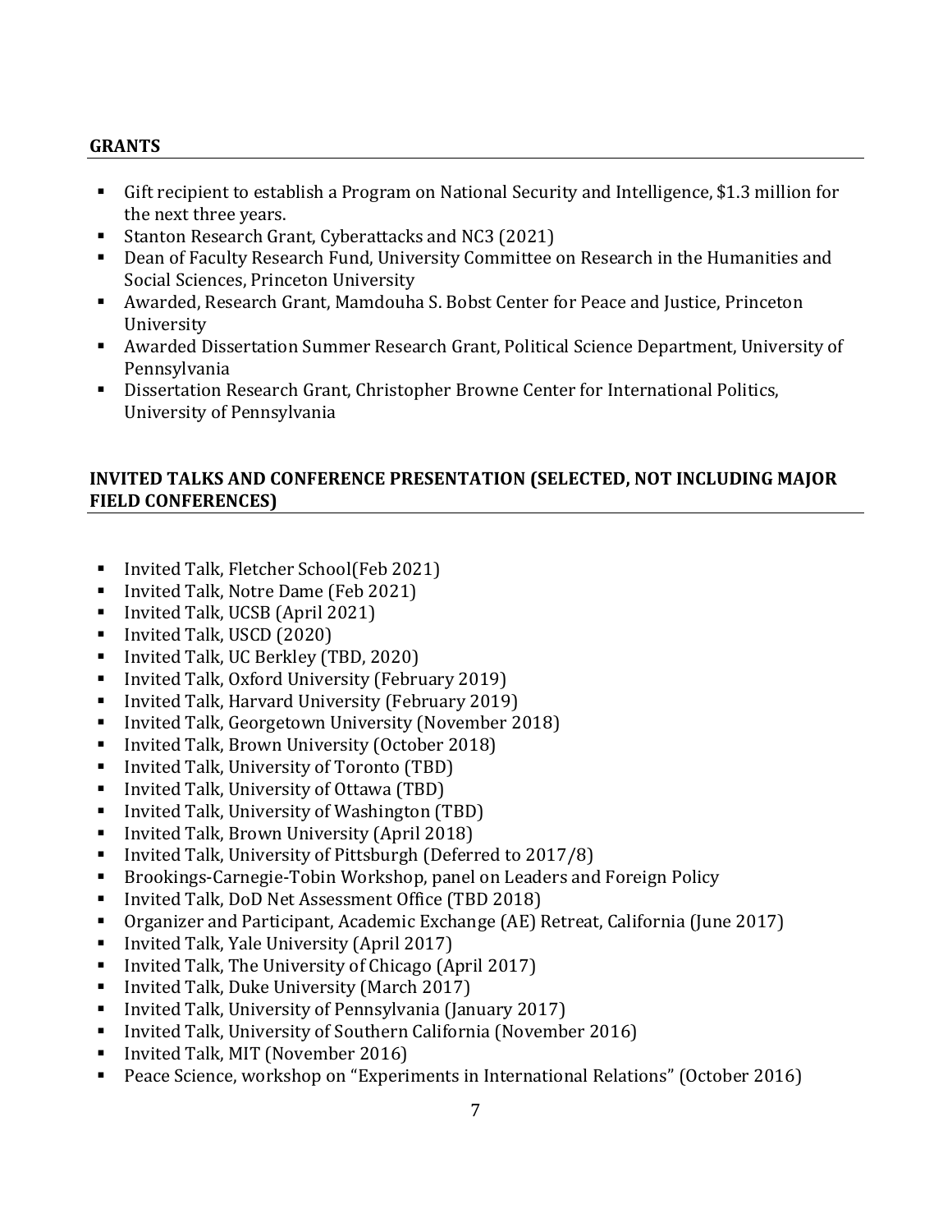## GRANTS

- Gift recipient to establish a Program on National Security and Intelligence, $1.3 million for the next three years.
- Stanton Research Grant, Cyberattacks and NC3 (2021)
- Dean of Faculty Research Fund, University Committee on Research in the Humanities and Social Sciences, Princeton University
- Awarded, Research Grant, Mamdouha S. Bobst Center for Peace and Justice, Princeton University
- Awarded Dissertation Summer Research Grant, Political Science Department, University of Pennsylvania
- Dissertation Research Grant, Christopher Browne Center for International Politics, University of Pennsylvania

## INVITED TALKS AND CONFERENCE PRESENTATION (SELECTED, NOT INCLUDING MAJOR FIELD CONFERENCES)

- Invited Talk, Fletcher School(Feb 2021)
- Invited Talk, Notre Dame (Feb 2021)
- Invited Talk, UCSB (April 2021)
- Invited Talk, USCD (2020)
- Invited Talk, UC Berkley (TBD, 2020)
- Invited Talk, Oxford University (February 2019)
- Invited Talk, Harvard University (February 2019)
- Invited Talk, Georgetown University (November 2018)
- Invited Talk, Brown University (October 2018)
- Invited Talk, University of Toronto (TBD)
- Invited Talk, University of Ottawa (TBD)
- Invited Talk, University of Washington (TBD)
- Invited Talk, Brown University (April 2018)
- Invited Talk, University of Pittsburgh (Deferred to 2017/8)
- Brookings-Carnegie-Tobin Workshop, panel on Leaders and Foreign Policy
- Invited Talk, DoD Net Assessment Office (TBD 2018)
- Organizer and Participant, Academic Exchange (AE) Retreat, California (June 2017)
- Invited Talk, Yale University (April 2017)
- Invited Talk, The University of Chicago (April 2017)
- Invited Talk, Duke University (March 2017)
- Invited Talk, University of Pennsylvania (January 2017)
- Invited Talk, University of Southern California (November 2016)
- Invited Talk, MIT (November 2016)
- Peace Science, workshop on "Experiments in International Relations" (October 2016)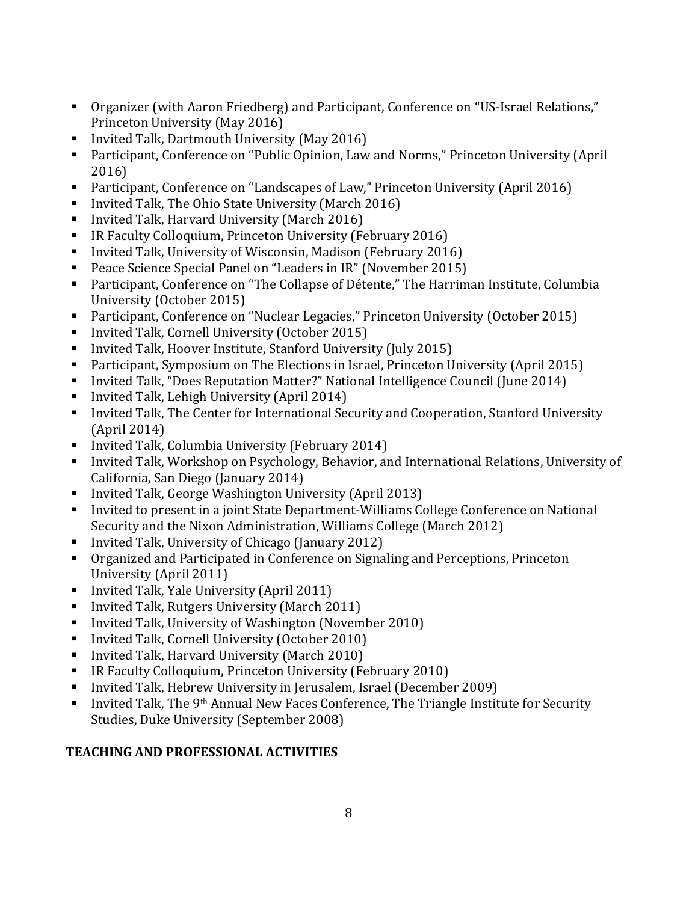- Organizer (with Aaron Friedberg) and Participant, Conference on "US-Israel Relations," Princeton University (May 2016)
- Invited Talk, Dartmouth University (May 2016)
- Participant, Conference on "Public Opinion, Law and Norms," Princeton University (April 2016)
- Participant, Conference on "Landscapes of Law," Princeton University (April 2016)
- Invited Talk, The Ohio State University (March 2016)
- Invited Talk, Harvard University (March 2016)
- IR Faculty Colloquium, Princeton University (February 2016)
- Invited Talk, University of Wisconsin, Madison (February 2016)
- Peace Science Special Panel on "Leaders in IR" (November 2015)
- Participant, Conference on "The Collapse of Détente," The Harriman Institute, Columbia University (October 2015)
- Participant, Conference on "Nuclear Legacies," Princeton University (October 2015)
- Invited Talk, Cornell University (October 2015)
- Invited Talk, Hoover Institute, Stanford University (July 2015)
- Participant, Symposium on The Elections in Israel, Princeton University (April 2015)
- Invited Talk, "Does Reputation Matter?" National Intelligence Council (June 2014)
- Invited Talk, Lehigh University (April 2014)
- Invited Talk, The Center for International Security and Cooperation, Stanford University (April 2014)
- Invited Talk, Columbia University (February 2014)
- Invited Talk, Workshop on Psychology, Behavior, and International Relations, University of California, San Diego (January 2014)
- Invited Talk, George Washington University (April 2013)
- Invited to present in a joint State Department-Williams College Conference on National Security and the Nixon Administration, Williams College (March 2012)
- Invited Talk, University of Chicago (January 2012)
- Organized and Participated in Conference on Signaling and Perceptions, Princeton University (April 2011)
- Invited Talk, Yale University (April 2011)
- Invited Talk, Rutgers University (March 2011)
- Invited Talk, University of Washington (November 2010)
- Invited Talk, Cornell University (October 2010)
- Invited Talk, Harvard University (March 2010)
- IR Faculty Colloquium, Princeton University (February 2010)
- Invited Talk, Hebrew University in Jerusalem, Israel (December 2009)
- Invited Talk, The 9th Annual New Faces Conference, The Triangle Institute for Security Studies, Duke University (September 2008)

## TEACHING AND PROFESSIONAL ACTIVITIES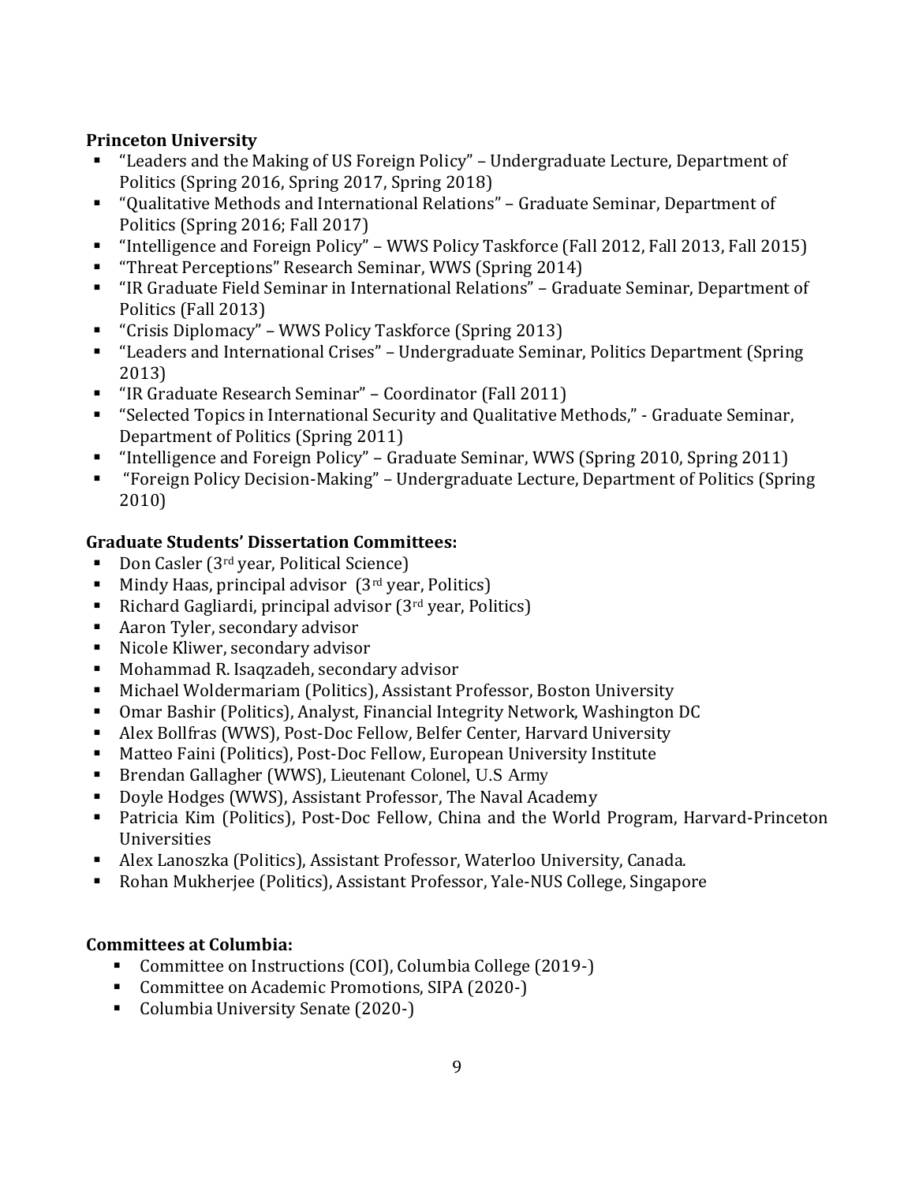**Princeton University**

- "Leaders and the Making of US Foreign Policy" – Undergraduate Lecture, Department of Politics (Spring 2016, Spring 2017, Spring 2018)
- "Qualitative Methods and International Relations" – Graduate Seminar, Department of Politics (Spring 2016; Fall 2017)
- "Intelligence and Foreign Policy" – WWS Policy Taskforce (Fall 2012, Fall 2013, Fall 2015)
- "Threat Perceptions" Research Seminar, WWS (Spring 2014)
- "IR Graduate Field Seminar in International Relations" – Graduate Seminar, Department of Politics (Fall 2013)
- "Crisis Diplomacy" – WWS Policy Taskforce (Spring 2013)
- "Leaders and International Crises" – Undergraduate Seminar, Politics Department (Spring 2013)
- "IR Graduate Research Seminar" – Coordinator (Fall 2011)
- "Selected Topics in International Security and Qualitative Methods," - Graduate Seminar, Department of Politics (Spring 2011)
- "Intelligence and Foreign Policy" – Graduate Seminar, WWS (Spring 2010, Spring 2011)
- "Foreign Policy Decision-Making" – Undergraduate Lecture, Department of Politics (Spring 2010)

**Graduate Students' Dissertation Committees:**

- Don Casler (3rd year, Political Science)
- Mindy Haas, principal advisor (3rd year, Politics)
- Richard Gagliardi, principal advisor (3rd year, Politics)
- Aaron Tyler, secondary advisor
- Nicole Kliwer, secondary advisor
- Mohammad R. Isaqzadeh, secondary advisor
- Michael Woldermariam (Politics), Assistant Professor, Boston University
- Omar Bashir (Politics), Analyst, Financial Integrity Network, Washington DC
- Alex Bollfras (WWS), Post-Doc Fellow, Belfer Center, Harvard University
- Matteo Faini (Politics), Post-Doc Fellow, European University Institute
- Brendan Gallagher (WWS), Lieutenant Colonel, U.S Army
- Doyle Hodges (WWS), Assistant Professor, The Naval Academy
- Patricia Kim (Politics), Post-Doc Fellow, China and the World Program, Harvard-Princeton Universities
- Alex Lanoszka (Politics), Assistant Professor, Waterloo University, Canada.
- Rohan Mukherjee (Politics), Assistant Professor, Yale-NUS College, Singapore

**Committees at Columbia:**

- Committee on Instructions (COI), Columbia College (2019-)
- Committee on Academic Promotions, SIPA (2020-)
- Columbia University Senate (2020-)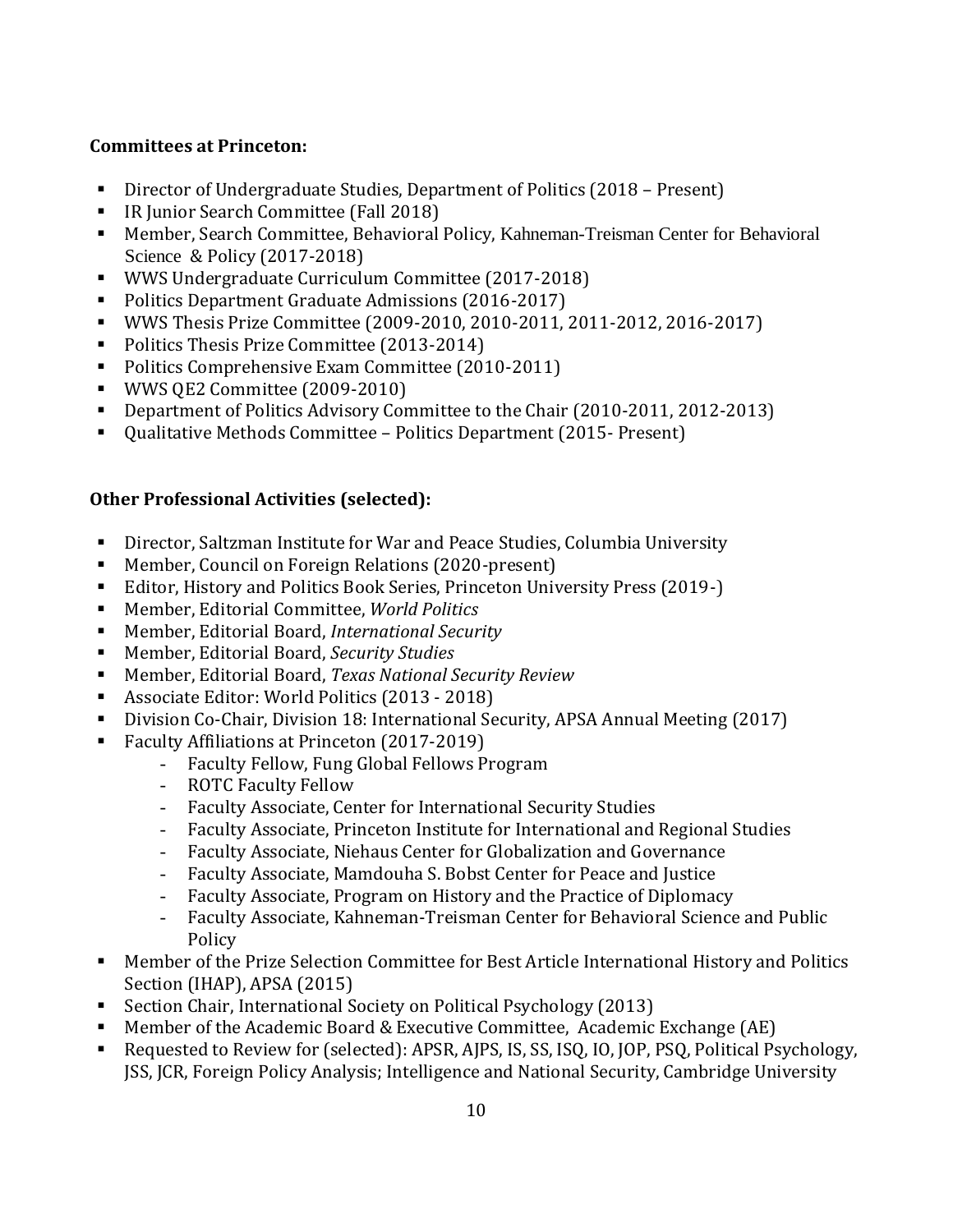**Committees at Princeton:**

- Director of Undergraduate Studies, Department of Politics (2018 – Present)
- IR Junior Search Committee (Fall 2018)
- Member, Search Committee, Behavioral Policy, Kahneman-Treisman Center for Behavioral Science & Policy (2017-2018)
- WWS Undergraduate Curriculum Committee (2017-2018)
- Politics Department Graduate Admissions (2016-2017)
- WWS Thesis Prize Committee (2009-2010, 2010-2011, 2011-2012, 2016-2017)
- Politics Thesis Prize Committee (2013-2014)
- Politics Comprehensive Exam Committee (2010-2011)
- WWS QE2 Committee (2009-2010)
- Department of Politics Advisory Committee to the Chair (2010-2011, 2012-2013)
- Qualitative Methods Committee – Politics Department (2015- Present)

**Other Professional Activities (selected):**

- Director, Saltzman Institute for War and Peace Studies, Columbia University
- Member, Council on Foreign Relations (2020-present)
- Editor, History and Politics Book Series, Princeton University Press (2019-)
- Member, Editorial Committee, *World Politics*
- Member, Editorial Board, *International Security*
- Member, Editorial Board, *Security Studies*
- Member, Editorial Board, *Texas National Security Review*
- Associate Editor: World Politics (2013 - 2018)
- Division Co-Chair, Division 18: International Security, APSA Annual Meeting (2017)
- Faculty Affiliations at Princeton (2017-2019)
  - Faculty Fellow, Fung Global Fellows Program
  - ROTC Faculty Fellow
  - Faculty Associate, Center for International Security Studies
  - Faculty Associate, Princeton Institute for International and Regional Studies
  - Faculty Associate, Niehaus Center for Globalization and Governance
  - Faculty Associate, Mamdouha S. Bobst Center for Peace and Justice
  - Faculty Associate, Program on History and the Practice of Diplomacy
  - Faculty Associate, Kahneman-Treisman Center for Behavioral Science and Public Policy
- Member of the Prize Selection Committee for Best Article International History and Politics Section (IHAP), APSA (2015)
- Section Chair, International Society on Political Psychology (2013)
- Member of the Academic Board & Executive Committee, Academic Exchange (AE)
- Requested to Review for (selected): APSR, AJPS, IS, SS, ISQ, IO, JOP, PSQ, Political Psychology, JSS, JCR, Foreign Policy Analysis; Intelligence and National Security, Cambridge University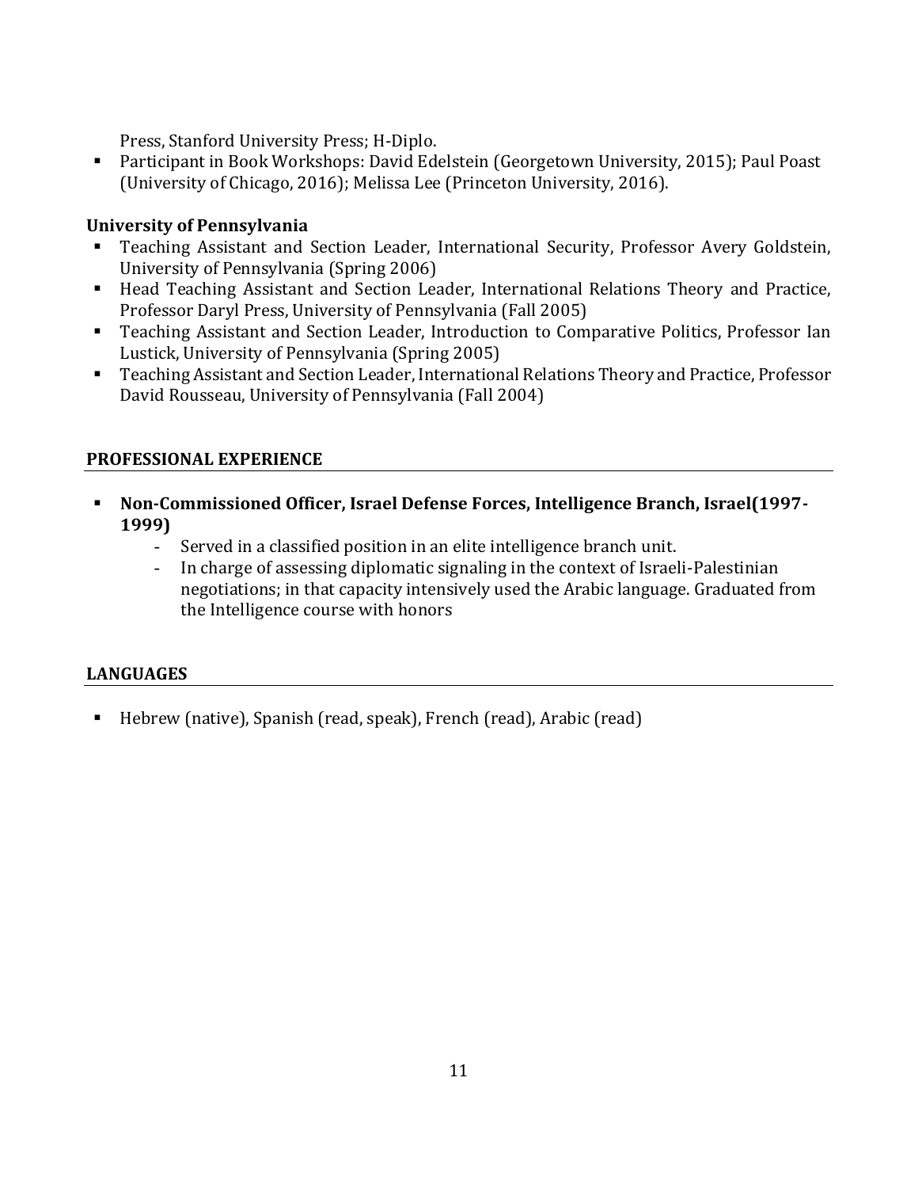Press, Stanford University Press; H-Diplo.

- Participant in Book Workshops: David Edelstein (Georgetown University, 2015); Paul Poast (University of Chicago, 2016); Melissa Lee (Princeton University, 2016).

**University of Pennsylvania**

- Teaching Assistant and Section Leader, International Security, Professor Avery Goldstein, University of Pennsylvania (Spring 2006)
- Head Teaching Assistant and Section Leader, International Relations Theory and Practice, Professor Daryl Press, University of Pennsylvania (Fall 2005)
- Teaching Assistant and Section Leader, Introduction to Comparative Politics, Professor Ian Lustick, University of Pennsylvania (Spring 2005)
- Teaching Assistant and Section Leader, International Relations Theory and Practice, Professor David Rousseau, University of Pennsylvania (Fall 2004)

## PROFESSIONAL EXPERIENCE

- **Non-Commissioned Officer, Israel Defense Forces, Intelligence Branch, Israel(1997-1999)**
  - Served in a classified position in an elite intelligence branch unit.
  - In charge of assessing diplomatic signaling in the context of Israeli-Palestinian negotiations; in that capacity intensively used the Arabic language. Graduated from the Intelligence course with honors

## LANGUAGES

- Hebrew (native), Spanish (read, speak), French (read), Arabic (read)